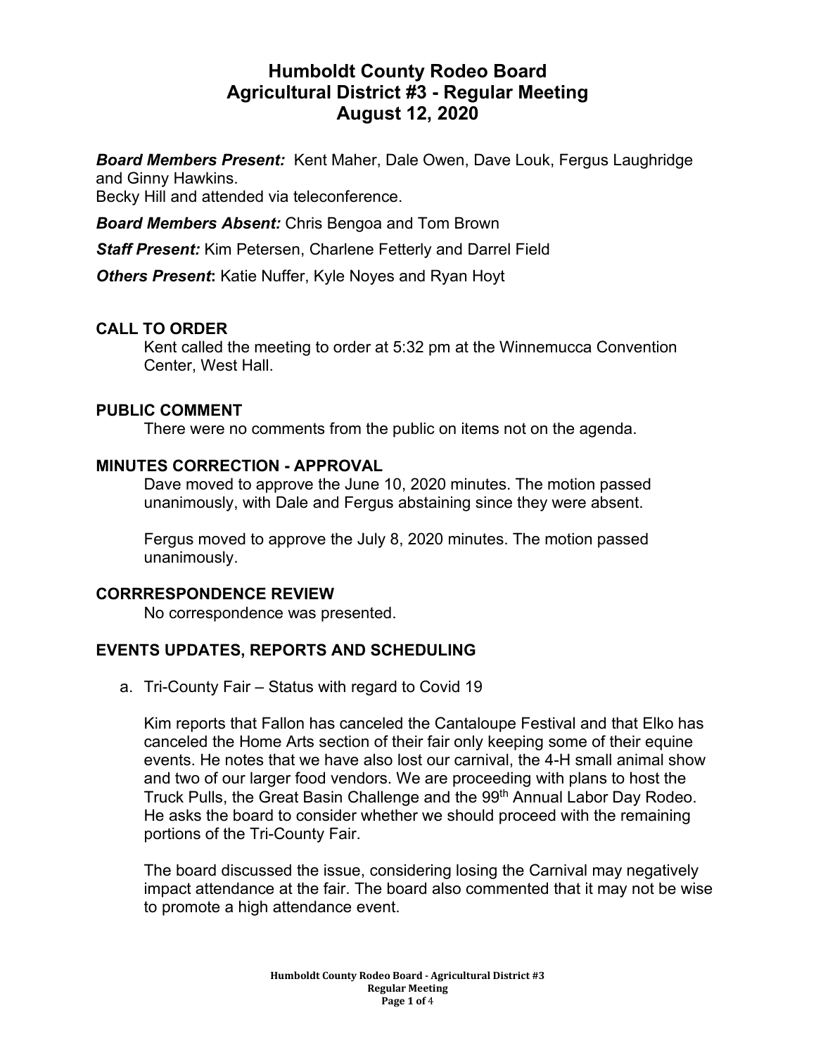# Humboldt County Rodeo Board
# Agricultural District #3 - Regular Meeting
# August 12, 2020

***Board Members Present:*** Kent Maher, Dale Owen, Dave Louk, Fergus Laughridge and Ginny Hawkins.
Becky Hill and attended via teleconference.

***Board Members Absent:*** Chris Bengoa and Tom Brown

***Staff Present:*** Kim Petersen, Charlene Fetterly and Darrel Field

***Others Present*:** Katie Nuffer, Kyle Noyes and Ryan Hoyt

## CALL TO ORDER

Kent called the meeting to order at 5:32 pm at the Winnemucca Convention Center, West Hall.

## PUBLIC COMMENT

There were no comments from the public on items not on the agenda.

## MINUTES CORRECTION - APPROVAL

Dave moved to approve the June 10, 2020 minutes. The motion passed unanimously, with Dale and Fergus abstaining since they were absent.

Fergus moved to approve the July 8, 2020 minutes. The motion passed unanimously.

## CORRRESPONDENCE REVIEW

No correspondence was presented.

## EVENTS UPDATES, REPORTS AND SCHEDULING

a. Tri-County Fair – Status with regard to Covid 19

Kim reports that Fallon has canceled the Cantaloupe Festival and that Elko has canceled the Home Arts section of their fair only keeping some of their equine events. He notes that we have also lost our carnival, the 4-H small animal show and two of our larger food vendors. We are proceeding with plans to host the Truck Pulls, the Great Basin Challenge and the 99th Annual Labor Day Rodeo. He asks the board to consider whether we should proceed with the remaining portions of the Tri-County Fair.

The board discussed the issue, considering losing the Carnival may negatively impact attendance at the fair. The board also commented that it may not be wise to promote a high attendance event.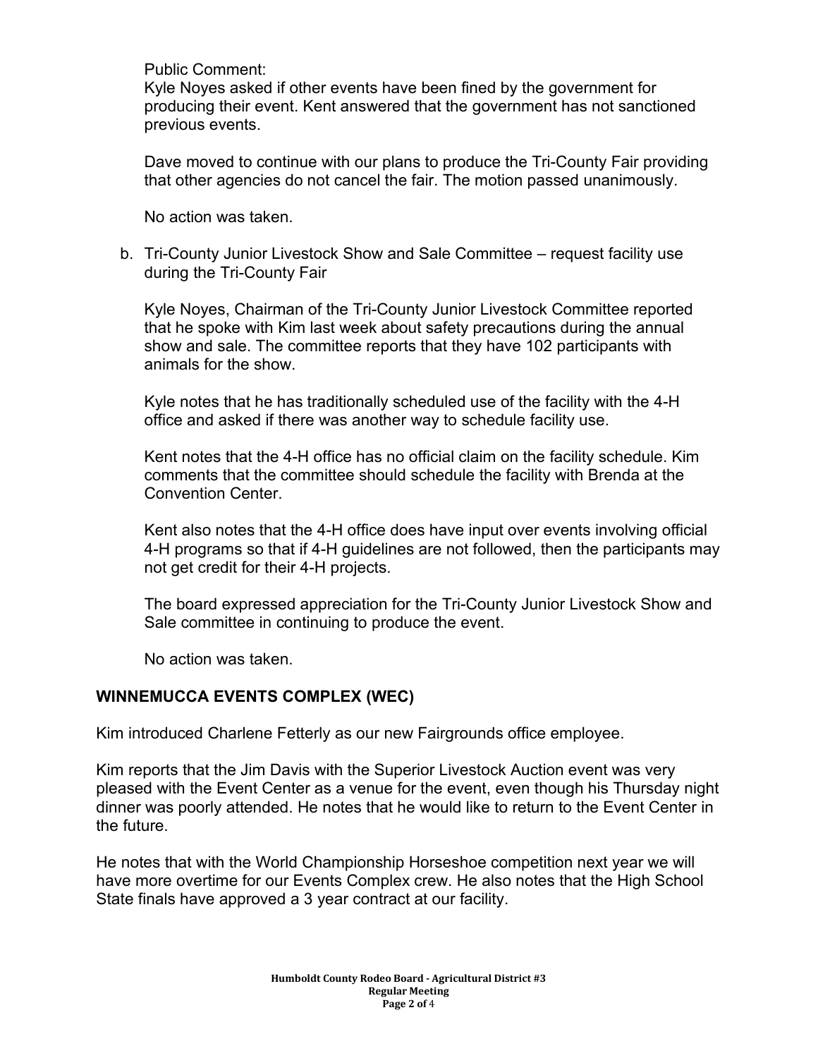Public Comment:
Kyle Noyes asked if other events have been fined by the government for producing their event. Kent answered that the government has not sanctioned previous events.

Dave moved to continue with our plans to produce the Tri-County Fair providing that other agencies do not cancel the fair. The motion passed unanimously.

No action was taken.

b. Tri-County Junior Livestock Show and Sale Committee – request facility use during the Tri-County Fair

   Kyle Noyes, Chairman of the Tri-County Junior Livestock Committee reported that he spoke with Kim last week about safety precautions during the annual show and sale. The committee reports that they have 102 participants with animals for the show.

   Kyle notes that he has traditionally scheduled use of the facility with the 4-H office and asked if there was another way to schedule facility use.

   Kent notes that the 4-H office has no official claim on the facility schedule. Kim comments that the committee should schedule the facility with Brenda at the Convention Center.

   Kent also notes that the 4-H office does have input over events involving official 4-H programs so that if 4-H guidelines are not followed, then the participants may not get credit for their 4-H projects.

   The board expressed appreciation for the Tri-County Junior Livestock Show and Sale committee in continuing to produce the event.

   No action was taken.

## WINNEMUCCA EVENTS COMPLEX (WEC)

Kim introduced Charlene Fetterly as our new Fairgrounds office employee.

Kim reports that the Jim Davis with the Superior Livestock Auction event was very pleased with the Event Center as a venue for the event, even though his Thursday night dinner was poorly attended. He notes that he would like to return to the Event Center in the future.

He notes that with the World Championship Horseshoe competition next year we will have more overtime for our Events Complex crew. He also notes that the High School State finals have approved a 3 year contract at our facility.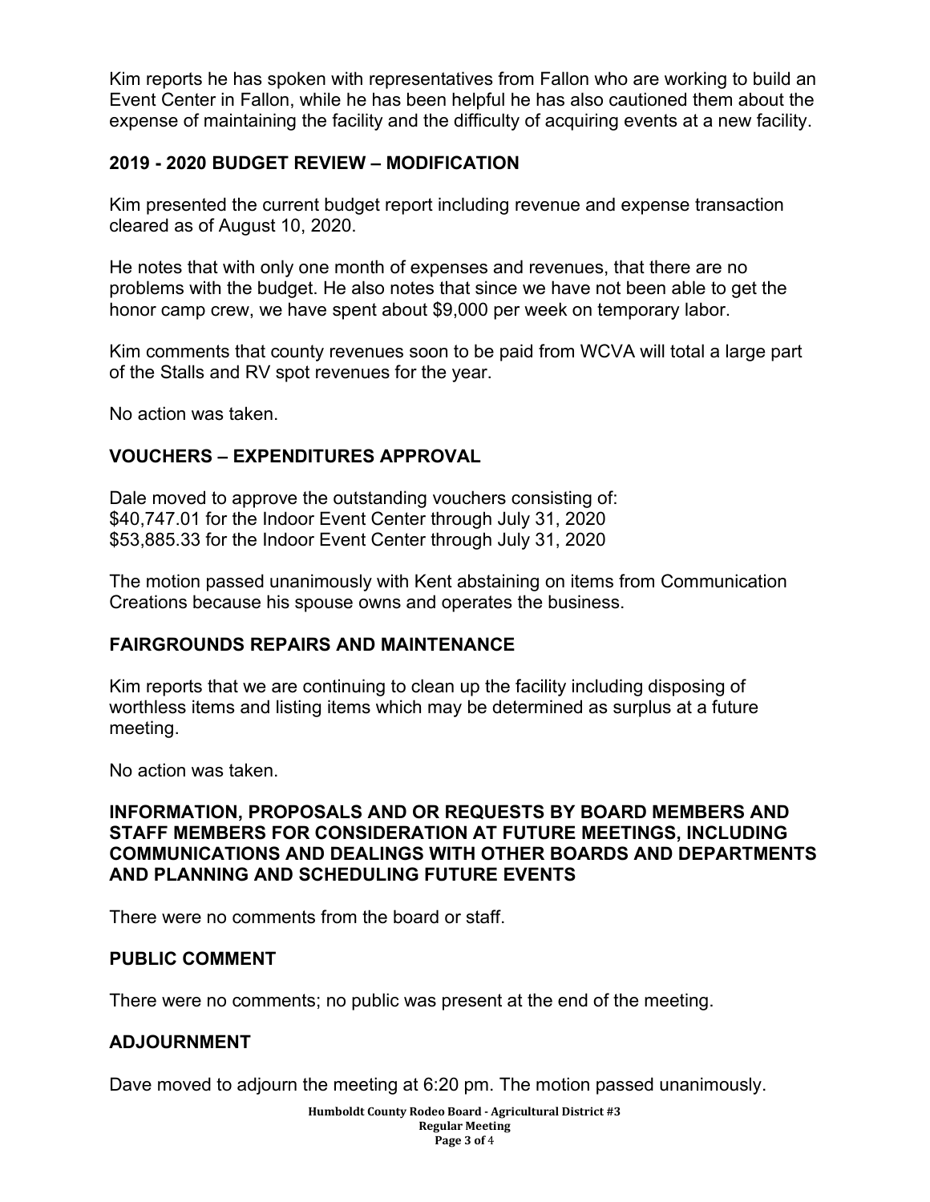Kim reports he has spoken with representatives from Fallon who are working to build an Event Center in Fallon, while he has been helpful he has also cautioned them about the expense of maintaining the facility and the difficulty of acquiring events at a new facility.

## 2019 - 2020 BUDGET REVIEW – MODIFICATION

Kim presented the current budget report including revenue and expense transaction cleared as of August 10, 2020.

He notes that with only one month of expenses and revenues, that there are no problems with the budget. He also notes that since we have not been able to get the honor camp crew, we have spent about $9,000 per week on temporary labor.

Kim comments that county revenues soon to be paid from WCVA will total a large part of the Stalls and RV spot revenues for the year.

No action was taken.

## VOUCHERS – EXPENDITURES APPROVAL

Dale moved to approve the outstanding vouchers consisting of:
$40,747.01 for the Indoor Event Center through July 31, 2020
$53,885.33 for the Indoor Event Center through July 31, 2020

The motion passed unanimously with Kent abstaining on items from Communication Creations because his spouse owns and operates the business.

## FAIRGROUNDS REPAIRS AND MAINTENANCE

Kim reports that we are continuing to clean up the facility including disposing of worthless items and listing items which may be determined as surplus at a future meeting.

No action was taken.

## INFORMATION, PROPOSALS AND OR REQUESTS BY BOARD MEMBERS AND STAFF MEMBERS FOR CONSIDERATION AT FUTURE MEETINGS, INCLUDING COMMUNICATIONS AND DEALINGS WITH OTHER BOARDS AND DEPARTMENTS AND PLANNING AND SCHEDULING FUTURE EVENTS

There were no comments from the board or staff.

## PUBLIC COMMENT

There were no comments; no public was present at the end of the meeting.

## ADJOURNMENT

Dave moved to adjourn the meeting at 6:20 pm. The motion passed unanimously.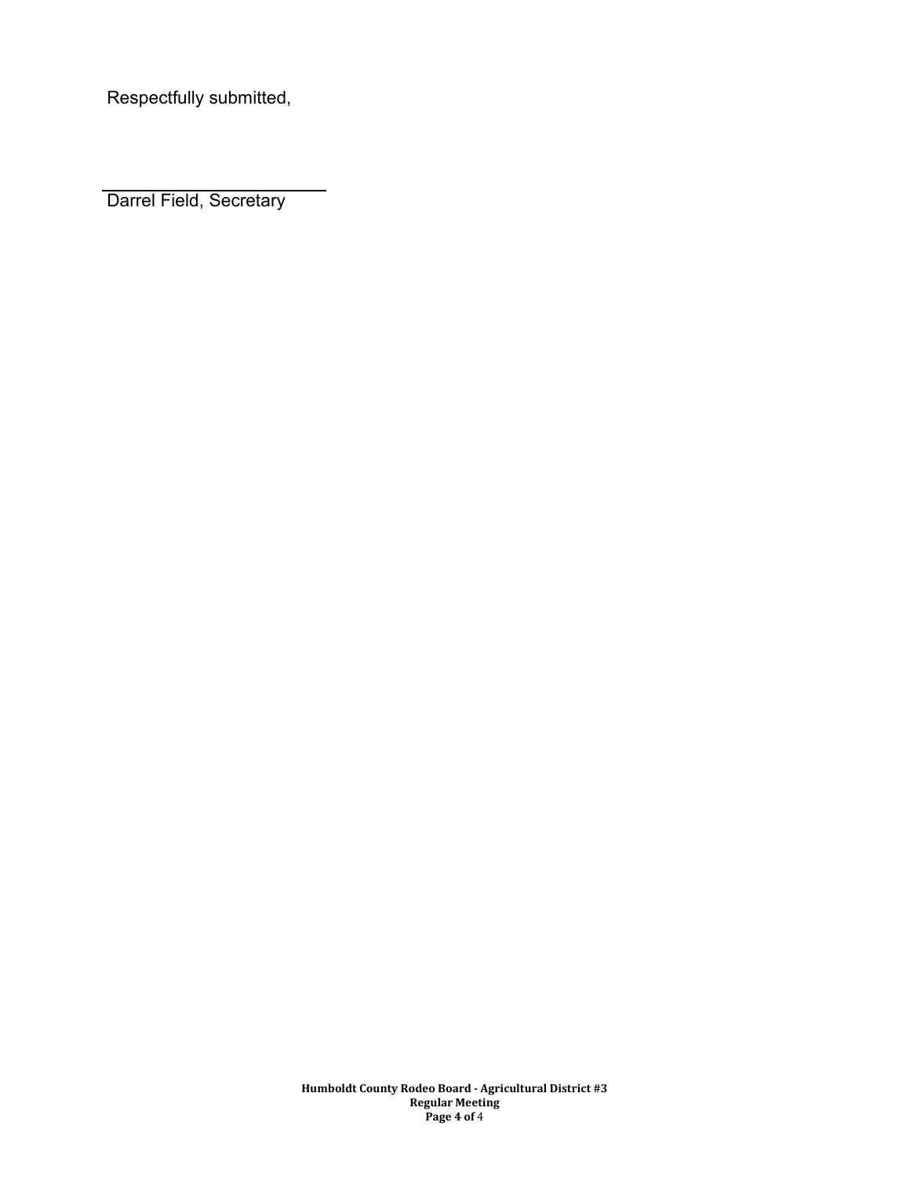Respectfully submitted,

\_\_\_\_\_\_\_\_\_\_\_\_\_\_\_\_\_\_\_\_\_\_\_\_

Darrel Field, Secretary